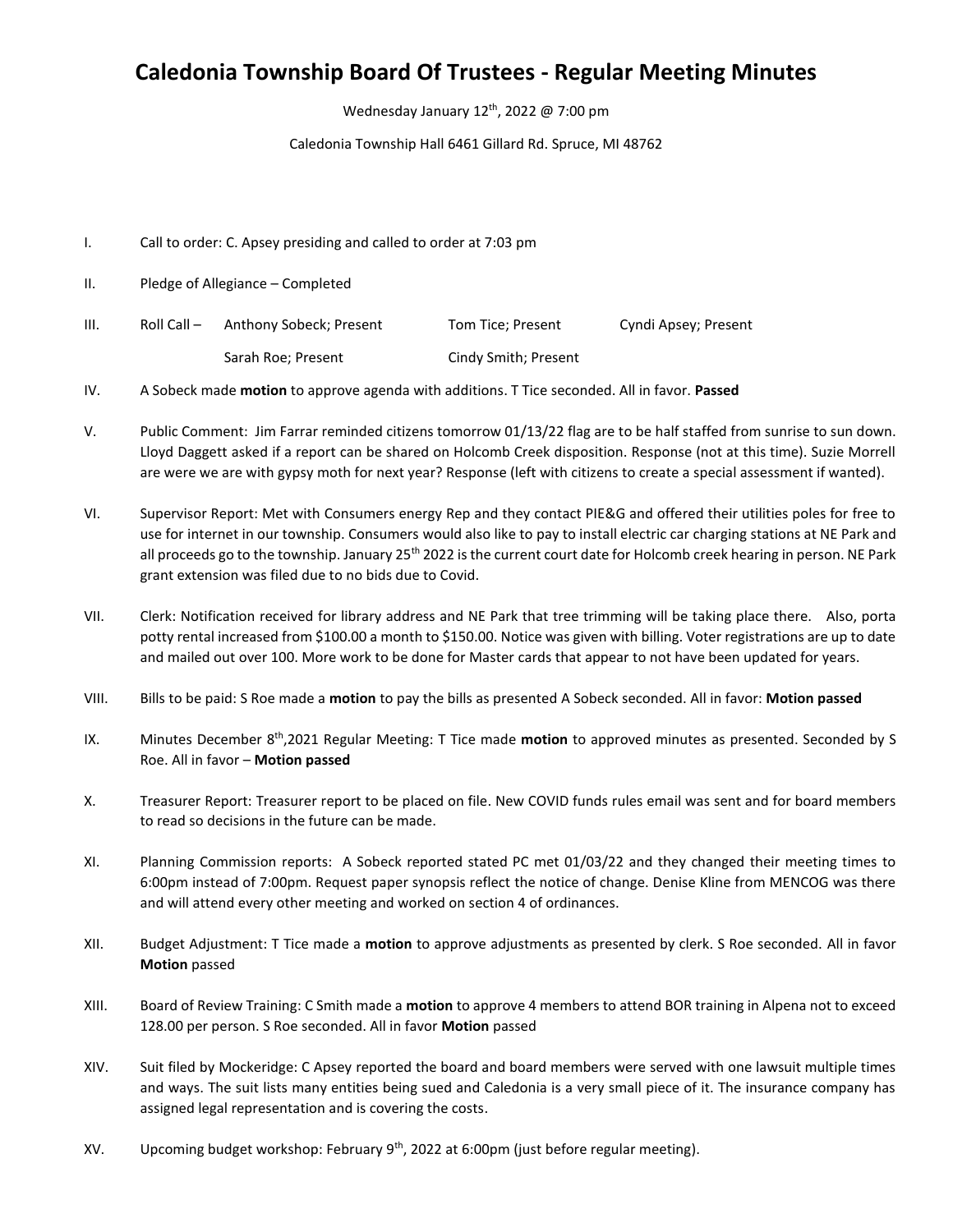# Caledonia Township Board Of Trustees - Regular Meeting Minutes

Wednesday January 12th, 2022 @ 7:00 pm

Caledonia Township Hall 6461 Gillard Rd. Spruce, MI 48762

I. Call to order: C. Apsey presiding and called to order at 7:03 pm

II. Pledge of Allegiance – Completed

III. Roll Call – Anthony Sobeck; Present Tom Tice; Present Cyndi Apsey; Present Sarah Roe; Present Cindy Smith; Present

IV. A Sobeck made **motion** to approve agenda with additions. T Tice seconded. All in favor. **Passed**

V. Public Comment: Jim Farrar reminded citizens tomorrow 01/13/22 flag are to be half staffed from sunrise to sun down. Lloyd Daggett asked if a report can be shared on Holcomb Creek disposition. Response (not at this time). Suzie Morrell are were we are with gypsy moth for next year? Response (left with citizens to create a special assessment if wanted).

VI. Supervisor Report: Met with Consumers energy Rep and they contact PIE&G and offered their utilities poles for free to use for internet in our township. Consumers would also like to pay to install electric car charging stations at NE Park and all proceeds go to the township. January 25th 2022 is the current court date for Holcomb creek hearing in person. NE Park grant extension was filed due to no bids due to Covid.

VII. Clerk: Notification received for library address and NE Park that tree trimming will be taking place there. Also, porta potty rental increased from $100.00 a month to $150.00. Notice was given with billing. Voter registrations are up to date and mailed out over 100. More work to be done for Master cards that appear to not have been updated for years.

VIII. Bills to be paid: S Roe made a **motion** to pay the bills as presented A Sobeck seconded. All in favor: **Motion passed**

IX. Minutes December 8th,2021 Regular Meeting: T Tice made **motion** to approved minutes as presented. Seconded by S Roe. All in favor – **Motion passed**

X. Treasurer Report: Treasurer report to be placed on file. New COVID funds rules email was sent and for board members to read so decisions in the future can be made.

XI. Planning Commission reports: A Sobeck reported stated PC met 01/03/22 and they changed their meeting times to 6:00pm instead of 7:00pm. Request paper synopsis reflect the notice of change. Denise Kline from MENCOG was there and will attend every other meeting and worked on section 4 of ordinances.

XII. Budget Adjustment: T Tice made a **motion** to approve adjustments as presented by clerk. S Roe seconded. All in favor **Motion** passed

XIII. Board of Review Training: C Smith made a **motion** to approve 4 members to attend BOR training in Alpena not to exceed 128.00 per person. S Roe seconded. All in favor **Motion** passed

XIV. Suit filed by Mockeridge: C Apsey reported the board and board members were served with one lawsuit multiple times and ways. The suit lists many entities being sued and Caledonia is a very small piece of it. The insurance company has assigned legal representation and is covering the costs.

XV. Upcoming budget workshop: February 9th, 2022 at 6:00pm (just before regular meeting).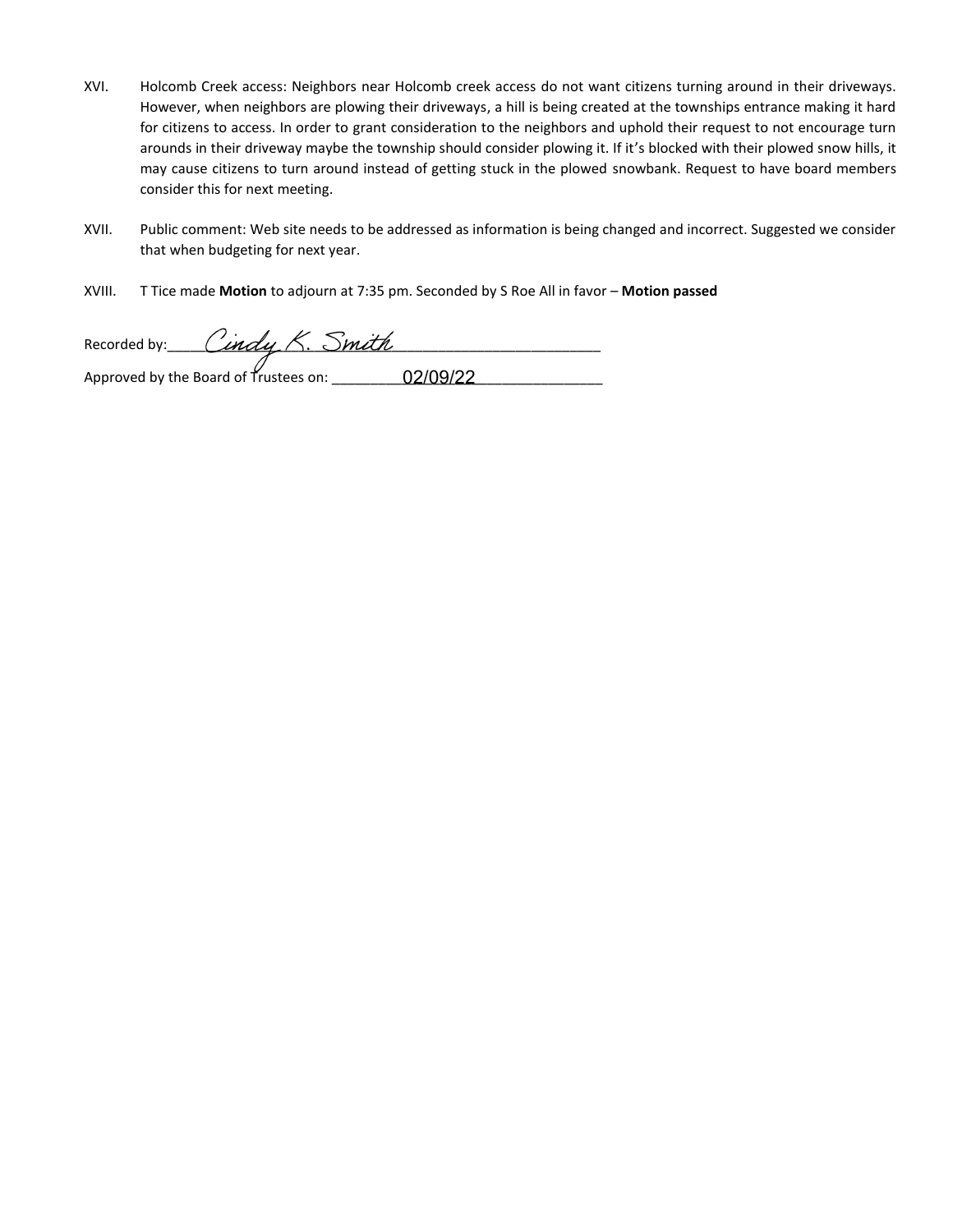XVI. Holcomb Creek access: Neighbors near Holcomb creek access do not want citizens turning around in their driveways. However, when neighbors are plowing their driveways, a hill is being created at the townships entrance making it hard for citizens to access. In order to grant consideration to the neighbors and uphold their request to not encourage turn arounds in their driveway maybe the township should consider plowing it. If it's blocked with their plowed snow hills, it may cause citizens to turn around instead of getting stuck in the plowed snowbank. Request to have board members consider this for next meeting.

XVII. Public comment: Web site needs to be addressed as information is being changed and incorrect. Suggested we consider that when budgeting for next year.

XVIII. T Tice made **Motion** to adjourn at 7:35 pm. Seconded by S Roe All in favor – **Motion passed**

Recorded by: Cindy K. Smith

Approved by the Board of Trustees on: 02/09/22